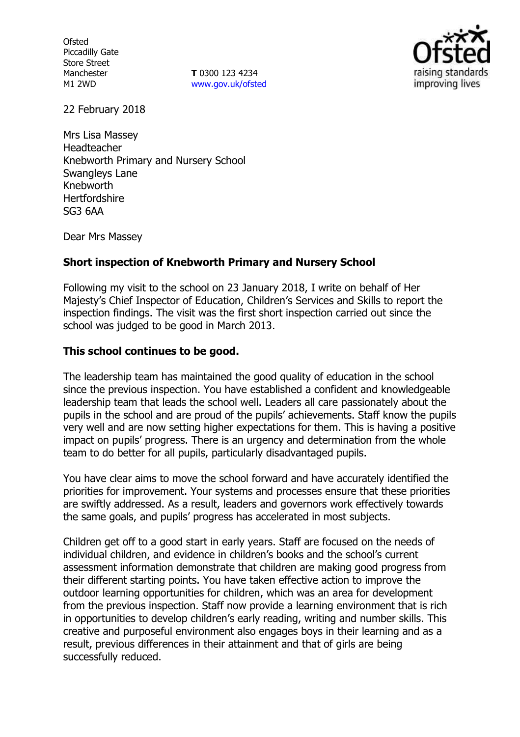Ofsted
Piccadilly Gate
Store Street
Manchester
M1 2WD

**T** 0300 123 4234
www.gov.uk/ofsted

22 February 2018

Mrs Lisa Massey
Headteacher
Knebworth Primary and Nursery School
Swangleys Lane
Knebworth
Hertfordshire
SG3 6AA

Dear Mrs Massey

**Short inspection of Knebworth Primary and Nursery School**

Following my visit to the school on 23 January 2018, I write on behalf of Her Majesty's Chief Inspector of Education, Children's Services and Skills to report the inspection findings. The visit was the first short inspection carried out since the school was judged to be good in March 2013.

**This school continues to be good.**

The leadership team has maintained the good quality of education in the school since the previous inspection. You have established a confident and knowledgeable leadership team that leads the school well. Leaders all care passionately about the pupils in the school and are proud of the pupils' achievements. Staff know the pupils very well and are now setting higher expectations for them. This is having a positive impact on pupils' progress. There is an urgency and determination from the whole team to do better for all pupils, particularly disadvantaged pupils.

You have clear aims to move the school forward and have accurately identified the priorities for improvement. Your systems and processes ensure that these priorities are swiftly addressed. As a result, leaders and governors work effectively towards the same goals, and pupils' progress has accelerated in most subjects.

Children get off to a good start in early years. Staff are focused on the needs of individual children, and evidence in children's books and the school's current assessment information demonstrate that children are making good progress from their different starting points. You have taken effective action to improve the outdoor learning opportunities for children, which was an area for development from the previous inspection. Staff now provide a learning environment that is rich in opportunities to develop children's early reading, writing and number skills. This creative and purposeful environment also engages boys in their learning and as a result, previous differences in their attainment and that of girls are being successfully reduced.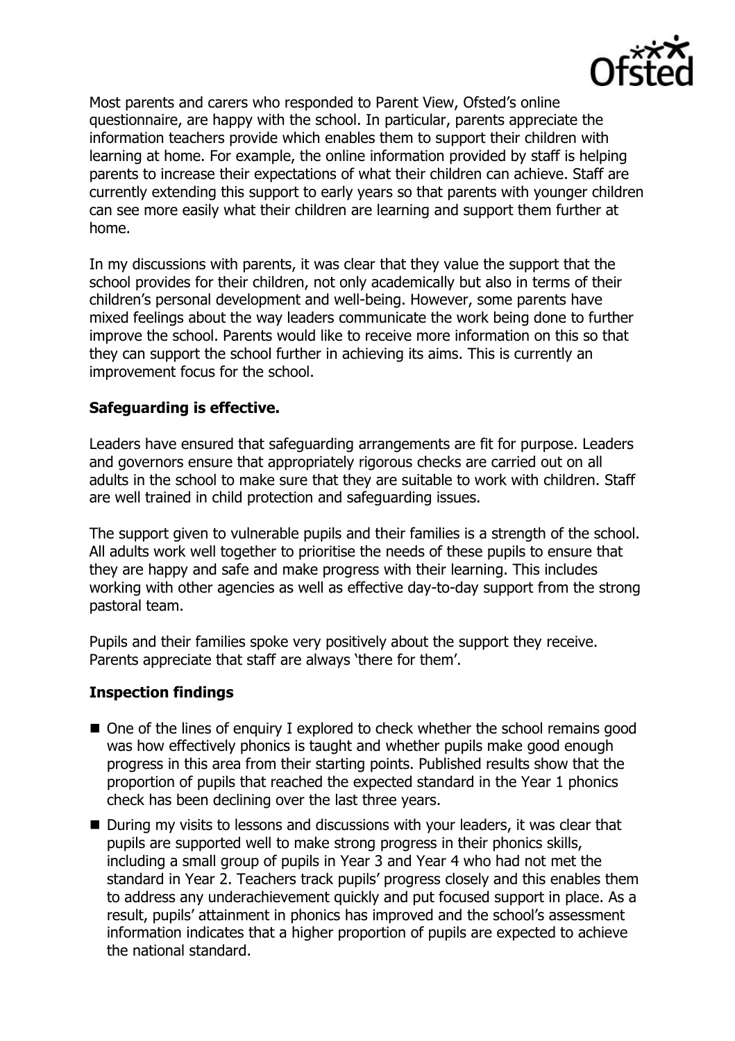Most parents and carers who responded to Parent View, Ofsted's online questionnaire, are happy with the school. In particular, parents appreciate the information teachers provide which enables them to support their children with learning at home. For example, the online information provided by staff is helping parents to increase their expectations of what their children can achieve. Staff are currently extending this support to early years so that parents with younger children can see more easily what their children are learning and support them further at home.

In my discussions with parents, it was clear that they value the support that the school provides for their children, not only academically but also in terms of their children's personal development and well-being. However, some parents have mixed feelings about the way leaders communicate the work being done to further improve the school. Parents would like to receive more information on this so that they can support the school further in achieving its aims. This is currently an improvement focus for the school.

## Safeguarding is effective.

Leaders have ensured that safeguarding arrangements are fit for purpose. Leaders and governors ensure that appropriately rigorous checks are carried out on all adults in the school to make sure that they are suitable to work with children. Staff are well trained in child protection and safeguarding issues.

The support given to vulnerable pupils and their families is a strength of the school. All adults work well together to prioritise the needs of these pupils to ensure that they are happy and safe and make progress with their learning. This includes working with other agencies as well as effective day-to-day support from the strong pastoral team.

Pupils and their families spoke very positively about the support they receive. Parents appreciate that staff are always 'there for them'.

## Inspection findings

- One of the lines of enquiry I explored to check whether the school remains good was how effectively phonics is taught and whether pupils make good enough progress in this area from their starting points. Published results show that the proportion of pupils that reached the expected standard in the Year 1 phonics check has been declining over the last three years.
- During my visits to lessons and discussions with your leaders, it was clear that pupils are supported well to make strong progress in their phonics skills, including a small group of pupils in Year 3 and Year 4 who had not met the standard in Year 2. Teachers track pupils' progress closely and this enables them to address any underachievement quickly and put focused support in place. As a result, pupils' attainment in phonics has improved and the school's assessment information indicates that a higher proportion of pupils are expected to achieve the national standard.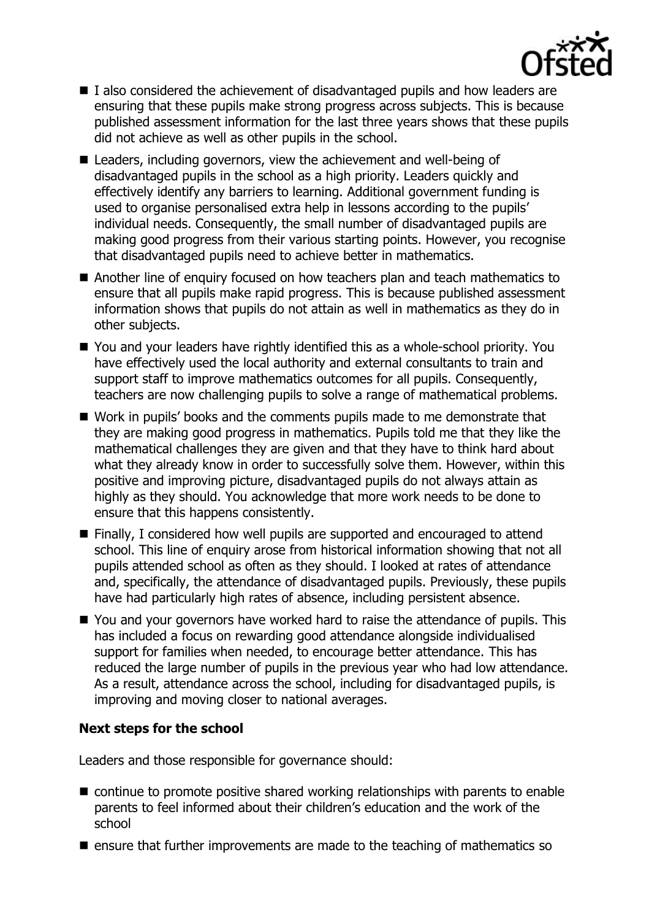- I also considered the achievement of disadvantaged pupils and how leaders are ensuring that these pupils make strong progress across subjects. This is because published assessment information for the last three years shows that these pupils did not achieve as well as other pupils in the school.
- Leaders, including governors, view the achievement and well-being of disadvantaged pupils in the school as a high priority. Leaders quickly and effectively identify any barriers to learning. Additional government funding is used to organise personalised extra help in lessons according to the pupils' individual needs. Consequently, the small number of disadvantaged pupils are making good progress from their various starting points. However, you recognise that disadvantaged pupils need to achieve better in mathematics.
- Another line of enquiry focused on how teachers plan and teach mathematics to ensure that all pupils make rapid progress. This is because published assessment information shows that pupils do not attain as well in mathematics as they do in other subjects.
- You and your leaders have rightly identified this as a whole-school priority. You have effectively used the local authority and external consultants to train and support staff to improve mathematics outcomes for all pupils. Consequently, teachers are now challenging pupils to solve a range of mathematical problems.
- Work in pupils' books and the comments pupils made to me demonstrate that they are making good progress in mathematics. Pupils told me that they like the mathematical challenges they are given and that they have to think hard about what they already know in order to successfully solve them. However, within this positive and improving picture, disadvantaged pupils do not always attain as highly as they should. You acknowledge that more work needs to be done to ensure that this happens consistently.
- Finally, I considered how well pupils are supported and encouraged to attend school. This line of enquiry arose from historical information showing that not all pupils attended school as often as they should. I looked at rates of attendance and, specifically, the attendance of disadvantaged pupils. Previously, these pupils have had particularly high rates of absence, including persistent absence.
- You and your governors have worked hard to raise the attendance of pupils. This has included a focus on rewarding good attendance alongside individualised support for families when needed, to encourage better attendance. This has reduced the large number of pupils in the previous year who had low attendance. As a result, attendance across the school, including for disadvantaged pupils, is improving and moving closer to national averages.

### Next steps for the school

Leaders and those responsible for governance should:

- continue to promote positive shared working relationships with parents to enable parents to feel informed about their children's education and the work of the school
- ensure that further improvements are made to the teaching of mathematics so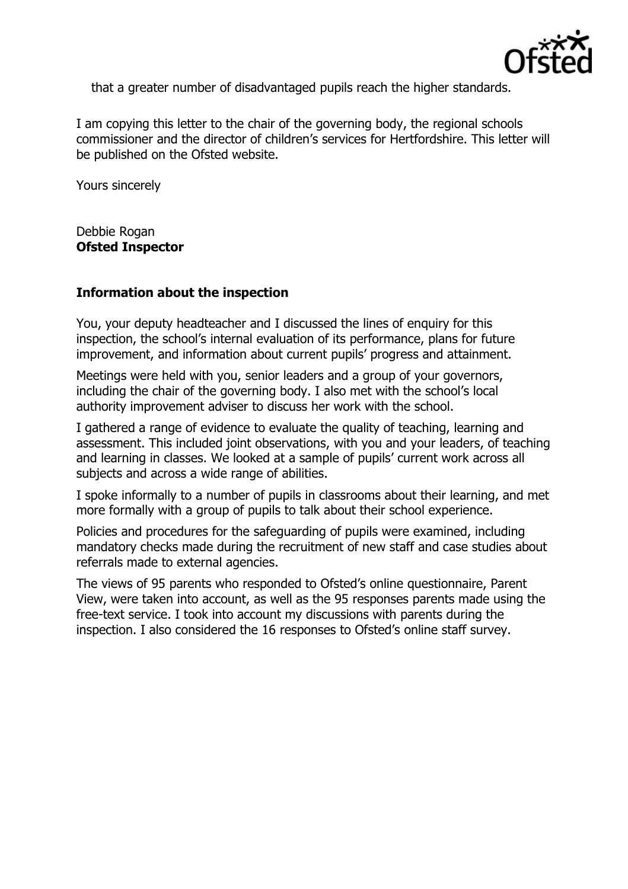that a greater number of disadvantaged pupils reach the higher standards.

I am copying this letter to the chair of the governing body, the regional schools commissioner and the director of children's services for Hertfordshire. This letter will be published on the Ofsted website.

Yours sincerely

Debbie Rogan
**Ofsted Inspector**

## Information about the inspection

You, your deputy headteacher and I discussed the lines of enquiry for this inspection, the school's internal evaluation of its performance, plans for future improvement, and information about current pupils' progress and attainment.

Meetings were held with you, senior leaders and a group of your governors, including the chair of the governing body. I also met with the school's local authority improvement adviser to discuss her work with the school.

I gathered a range of evidence to evaluate the quality of teaching, learning and assessment. This included joint observations, with you and your leaders, of teaching and learning in classes. We looked at a sample of pupils' current work across all subjects and across a wide range of abilities.

I spoke informally to a number of pupils in classrooms about their learning, and met more formally with a group of pupils to talk about their school experience.

Policies and procedures for the safeguarding of pupils were examined, including mandatory checks made during the recruitment of new staff and case studies about referrals made to external agencies.

The views of 95 parents who responded to Ofsted's online questionnaire, Parent View, were taken into account, as well as the 95 responses parents made using the free-text service. I took into account my discussions with parents during the inspection. I also considered the 16 responses to Ofsted's online staff survey.